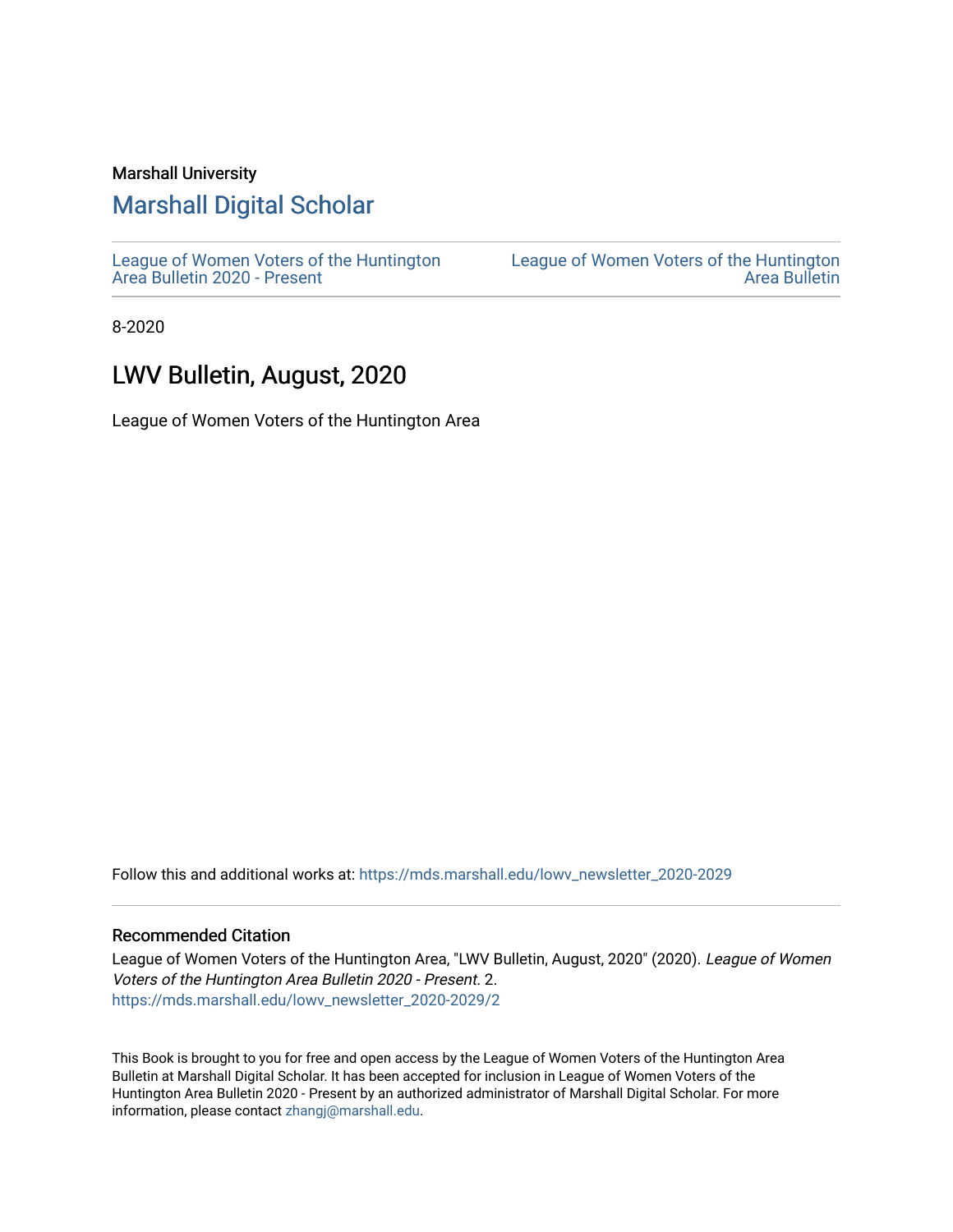Marshall University

# Marshall Digital Scholar

League of Women Voters of the Huntington Area Bulletin 2020 - Present

League of Women Voters of the Huntington Area Bulletin

8-2020

## LWV Bulletin, August, 2020

League of Women Voters of the Huntington Area

Follow this and additional works at: https://mds.marshall.edu/lowv_newsletter_2020-2029

### Recommended Citation

League of Women Voters of the Huntington Area, "LWV Bulletin, August, 2020" (2020). *League of Women Voters of the Huntington Area Bulletin 2020 - Present*. 2.
https://mds.marshall.edu/lowv_newsletter_2020-2029/2

This Book is brought to you for free and open access by the League of Women Voters of the Huntington Area Bulletin at Marshall Digital Scholar. It has been accepted for inclusion in League of Women Voters of the Huntington Area Bulletin 2020 - Present by an authorized administrator of Marshall Digital Scholar. For more information, please contact zhangj@marshall.edu.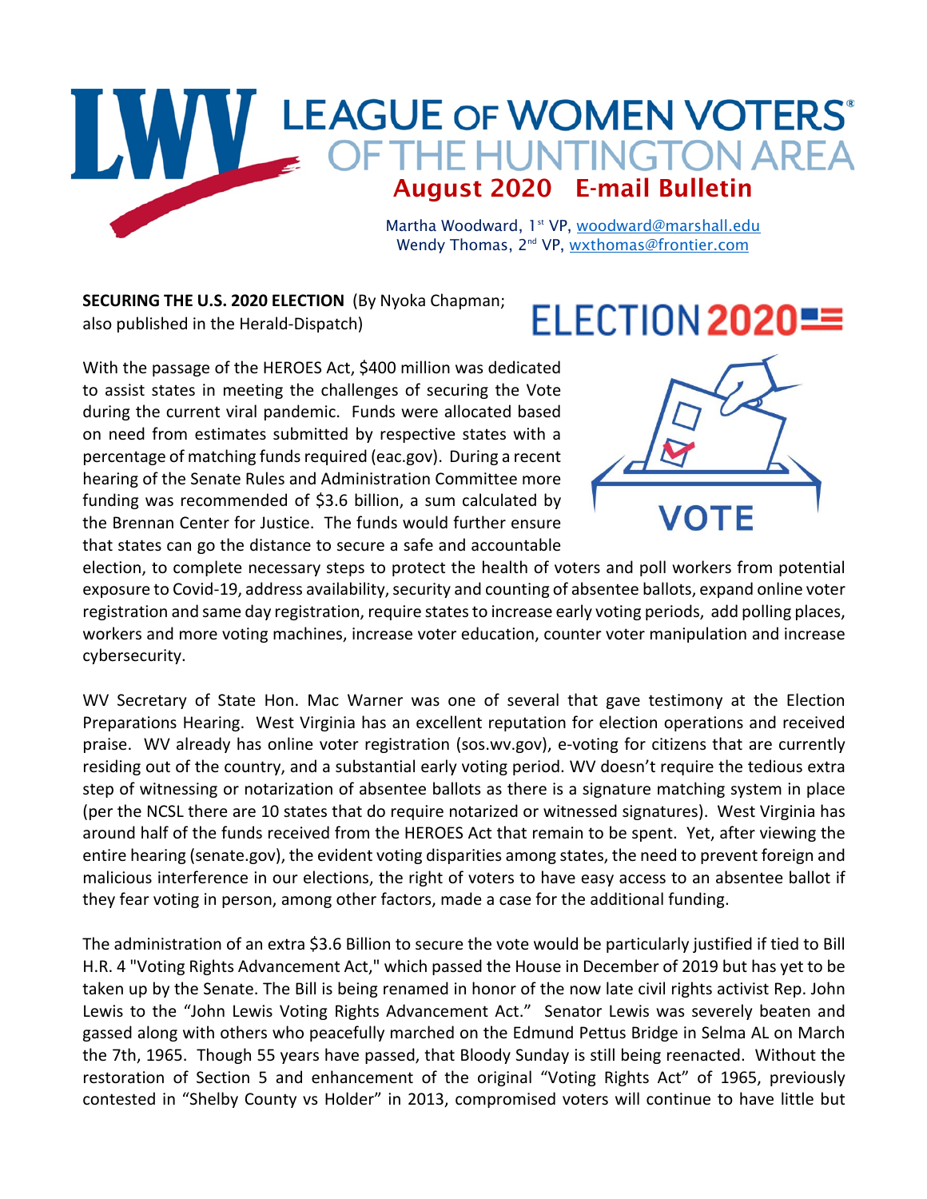# LEAGUE OF WOMEN VOTERS OF THE HUNTINGTON AREA

## August 2020 E-mail Bulletin

Martha Woodward, 1st VP, woodward@marshall.edu
Wendy Thomas, 2nd VP, wxthomas@frontier.com

**SECURING THE U.S. 2020 ELECTION** (By Nyoka Chapman; also published in the Herald-Dispatch)

ELECTION 2020

VOTE

With the passage of the HEROES Act, $400 million was dedicated to assist states in meeting the challenges of securing the Vote during the current viral pandemic. Funds were allocated based on need from estimates submitted by respective states with a percentage of matching funds required (eac.gov). During a recent hearing of the Senate Rules and Administration Committee more funding was recommended of $3.6 billion, a sum calculated by the Brennan Center for Justice. The funds would further ensure that states can go the distance to secure a safe and accountable election, to complete necessary steps to protect the health of voters and poll workers from potential exposure to Covid-19, address availability, security and counting of absentee ballots, expand online voter registration and same day registration, require states to increase early voting periods, add polling places, workers and more voting machines, increase voter education, counter voter manipulation and increase cybersecurity.

WV Secretary of State Hon. Mac Warner was one of several that gave testimony at the Election Preparations Hearing. West Virginia has an excellent reputation for election operations and received praise. WV already has online voter registration (sos.wv.gov), e-voting for citizens that are currently residing out of the country, and a substantial early voting period. WV doesn't require the tedious extra step of witnessing or notarization of absentee ballots as there is a signature matching system in place (per the NCSL there are 10 states that do require notarized or witnessed signatures). West Virginia has around half of the funds received from the HEROES Act that remain to be spent. Yet, after viewing the entire hearing (senate.gov), the evident voting disparities among states, the need to prevent foreign and malicious interference in our elections, the right of voters to have easy access to an absentee ballot if they fear voting in person, among other factors, made a case for the additional funding.

The administration of an extra $3.6 Billion to secure the vote would be particularly justified if tied to Bill H.R. 4 "Voting Rights Advancement Act," which passed the House in December of 2019 but has yet to be taken up by the Senate. The Bill is being renamed in honor of the now late civil rights activist Rep. John Lewis to the "John Lewis Voting Rights Advancement Act." Senator Lewis was severely beaten and gassed along with others who peacefully marched on the Edmund Pettus Bridge in Selma AL on March the 7th, 1965. Though 55 years have passed, that Bloody Sunday is still being reenacted. Without the restoration of Section 5 and enhancement of the original "Voting Rights Act" of 1965, previously contested in "Shelby County vs Holder" in 2013, compromised voters will continue to have little but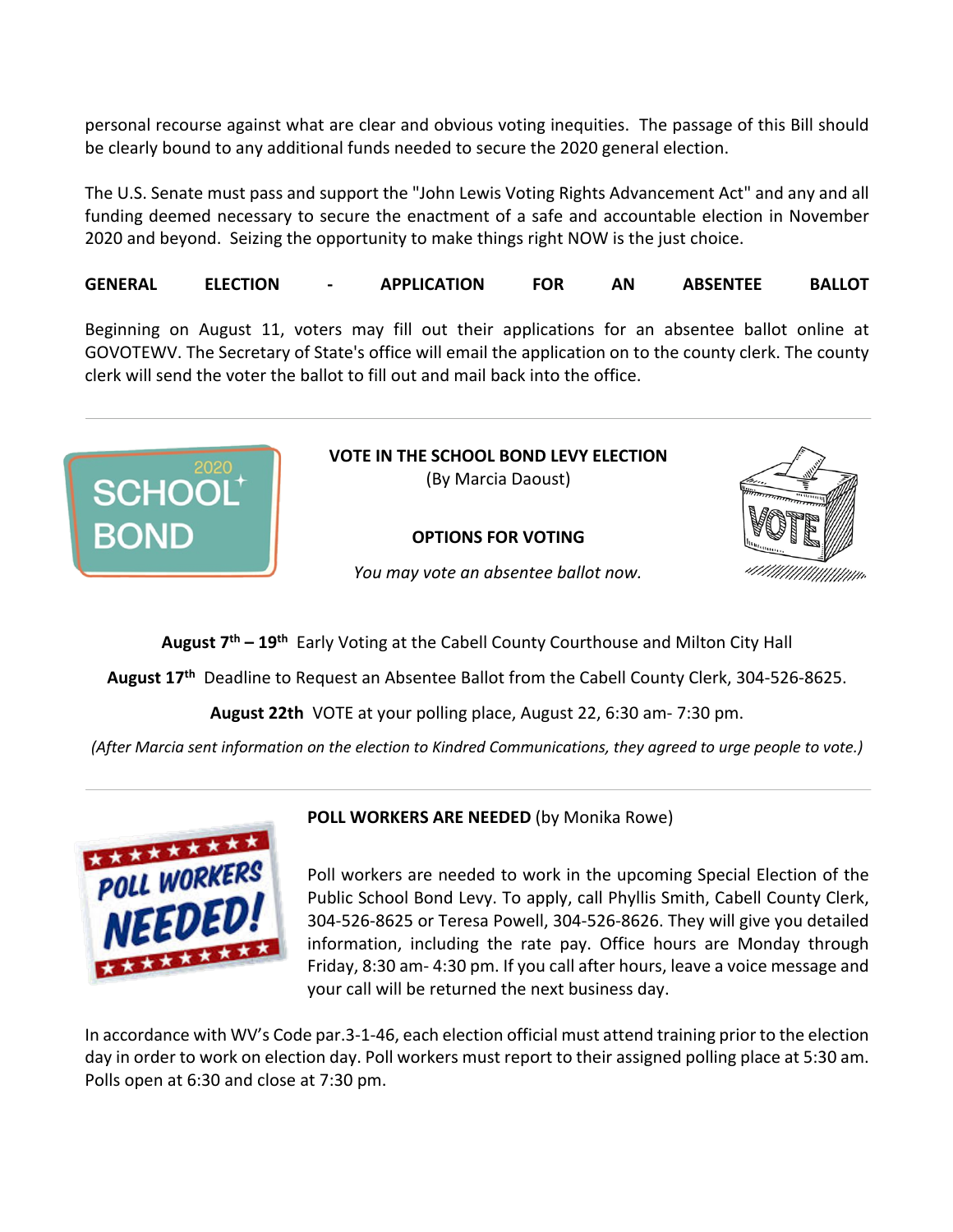personal recourse against what are clear and obvious voting inequities. The passage of this Bill should be clearly bound to any additional funds needed to secure the 2020 general election.

The U.S. Senate must pass and support the "John Lewis Voting Rights Advancement Act" and any and all funding deemed necessary to secure the enactment of a safe and accountable election in November 2020 and beyond. Seizing the opportunity to make things right NOW is the just choice.

**GENERAL ELECTION - APPLICATION FOR AN ABSENTEE BALLOT**

Beginning on August 11, voters may fill out their applications for an absentee ballot online at GOVOTEWV. The Secretary of State's office will email the application on to the county clerk. The county clerk will send the voter the ballot to fill out and mail back into the office.

---

**VOTE IN THE SCHOOL BOND LEVY ELECTION**
(By Marcia Daoust)

**OPTIONS FOR VOTING**

*You may vote an absentee ballot now.*

**August 7th – 19th** Early Voting at the Cabell County Courthouse and Milton City Hall

**August 17th** Deadline to Request an Absentee Ballot from the Cabell County Clerk, 304-526-8625.

**August 22th** VOTE at your polling place, August 22, 6:30 am- 7:30 pm.

*(After Marcia sent information on the election to Kindred Communications, they agreed to urge people to vote.)*

---

**POLL WORKERS ARE NEEDED** (by Monika Rowe)

Poll workers are needed to work in the upcoming Special Election of the Public School Bond Levy. To apply, call Phyllis Smith, Cabell County Clerk, 304-526-8625 or Teresa Powell, 304-526-8626. They will give you detailed information, including the rate pay. Office hours are Monday through Friday, 8:30 am- 4:30 pm. If you call after hours, leave a voice message and your call will be returned the next business day.

In accordance with WV's Code par.3-1-46, each election official must attend training prior to the election day in order to work on election day. Poll workers must report to their assigned polling place at 5:30 am. Polls open at 6:30 and close at 7:30 pm.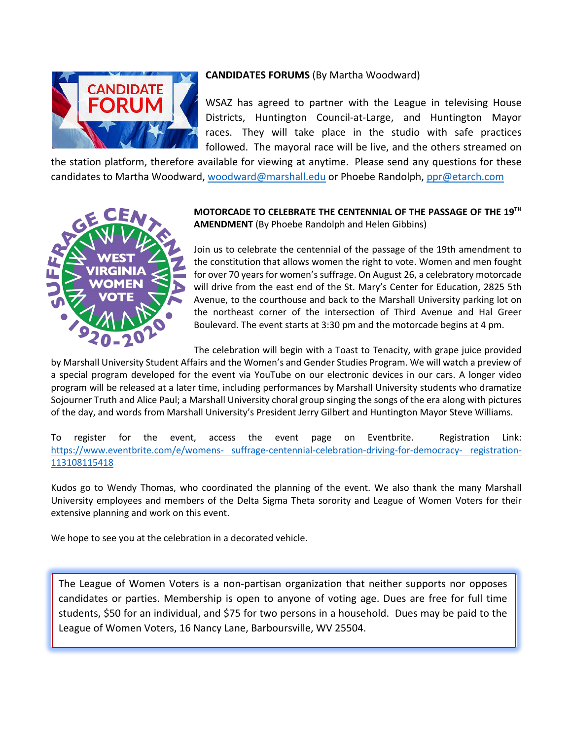**CANDIDATES FORUMS** (By Martha Woodward)

WSAZ has agreed to partner with the League in televising House Districts, Huntington Council-at-Large, and Huntington Mayor races. They will take place in the studio with safe practices followed. The mayoral race will be live, and the others streamed on the station platform, therefore available for viewing at anytime. Please send any questions for these candidates to Martha Woodward, woodward@marshall.edu or Phoebe Randolph, ppr@etarch.com

**MOTORCADE TO CELEBRATE THE CENTENNIAL OF THE PASSAGE OF THE 19TH AMENDMENT** (By Phoebe Randolph and Helen Gibbins)

Join us to celebrate the centennial of the passage of the 19th amendment to the constitution that allows women the right to vote. Women and men fought for over 70 years for women's suffrage. On August 26, a celebratory motorcade will drive from the east end of the St. Mary's Center for Education, 2825 5th Avenue, to the courthouse and back to the Marshall University parking lot on the northeast corner of the intersection of Third Avenue and Hal Greer Boulevard. The event starts at 3:30 pm and the motorcade begins at 4 pm.

The celebration will begin with a Toast to Tenacity, with grape juice provided by Marshall University Student Affairs and the Women's and Gender Studies Program. We will watch a preview of a special program developed for the event via YouTube on our electronic devices in our cars. A longer video program will be released at a later time, including performances by Marshall University students who dramatize Sojourner Truth and Alice Paul; a Marshall University choral group singing the songs of the era along with pictures of the day, and words from Marshall University's President Jerry Gilbert and Huntington Mayor Steve Williams.

To register for the event, access the event page on Eventbrite. Registration Link: https://www.eventbrite.com/e/womens- suffrage-centennial-celebration-driving-for-democracy- registration-113108115418

Kudos go to Wendy Thomas, who coordinated the planning of the event. We also thank the many Marshall University employees and members of the Delta Sigma Theta sorority and League of Women Voters for their extensive planning and work on this event.

We hope to see you at the celebration in a decorated vehicle.

The League of Women Voters is a non-partisan organization that neither supports nor opposes candidates or parties. Membership is open to anyone of voting age. Dues are free for full time students, $50 for an individual, and $75 for two persons in a household. Dues may be paid to the League of Women Voters, 16 Nancy Lane, Barboursville, WV 25504.